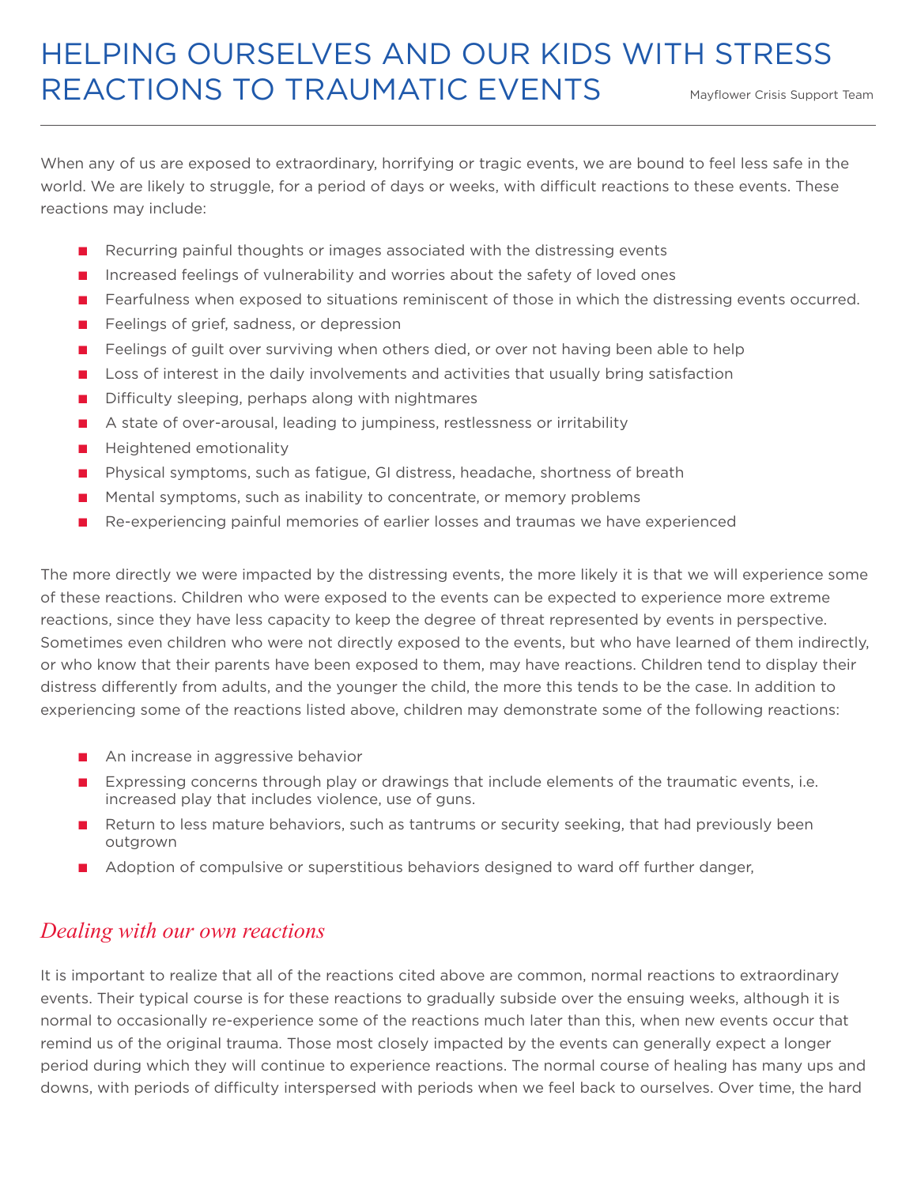# HELPING OURSELVES AND OUR KIDS WITH STRESS REACTIONS TO TRAUMATIC EVENTS

Mayflower Crisis Support Team

When any of us are exposed to extraordinary, horrifying or tragic events, we are bound to feel less safe in the world. We are likely to struggle, for a period of days or weeks, with difficult reactions to these events. These reactions may include:

- Recurring painful thoughts or images associated with the distressing events
- Increased feelings of vulnerability and worries about the safety of loved ones
- Fearfulness when exposed to situations reminiscent of those in which the distressing events occurred.
- Feelings of grief, sadness, or depression
- Feelings of guilt over surviving when others died, or over not having been able to help
- Loss of interest in the daily involvements and activities that usually bring satisfaction
- Difficulty sleeping, perhaps along with nightmares
- A state of over-arousal, leading to jumpiness, restlessness or irritability
- Heightened emotionality
- Physical symptoms, such as fatigue, GI distress, headache, shortness of breath
- Mental symptoms, such as inability to concentrate, or memory problems
- Re-experiencing painful memories of earlier losses and traumas we have experienced

The more directly we were impacted by the distressing events, the more likely it is that we will experience some of these reactions. Children who were exposed to the events can be expected to experience more extreme reactions, since they have less capacity to keep the degree of threat represented by events in perspective. Sometimes even children who were not directly exposed to the events, but who have learned of them indirectly, or who know that their parents have been exposed to them, may have reactions. Children tend to display their distress differently from adults, and the younger the child, the more this tends to be the case. In addition to experiencing some of the reactions listed above, children may demonstrate some of the following reactions:

- An increase in aggressive behavior
- Expressing concerns through play or drawings that include elements of the traumatic events, i.e. increased play that includes violence, use of guns.
- Return to less mature behaviors, such as tantrums or security seeking, that had previously been outgrown
- Adoption of compulsive or superstitious behaviors designed to ward off further danger,

## *Dealing with our own reactions*

It is important to realize that all of the reactions cited above are common, normal reactions to extraordinary events. Their typical course is for these reactions to gradually subside over the ensuing weeks, although it is normal to occasionally re-experience some of the reactions much later than this, when new events occur that remind us of the original trauma. Those most closely impacted by the events can generally expect a longer period during which they will continue to experience reactions. The normal course of healing has many ups and downs, with periods of difficulty interspersed with periods when we feel back to ourselves. Over time, the hard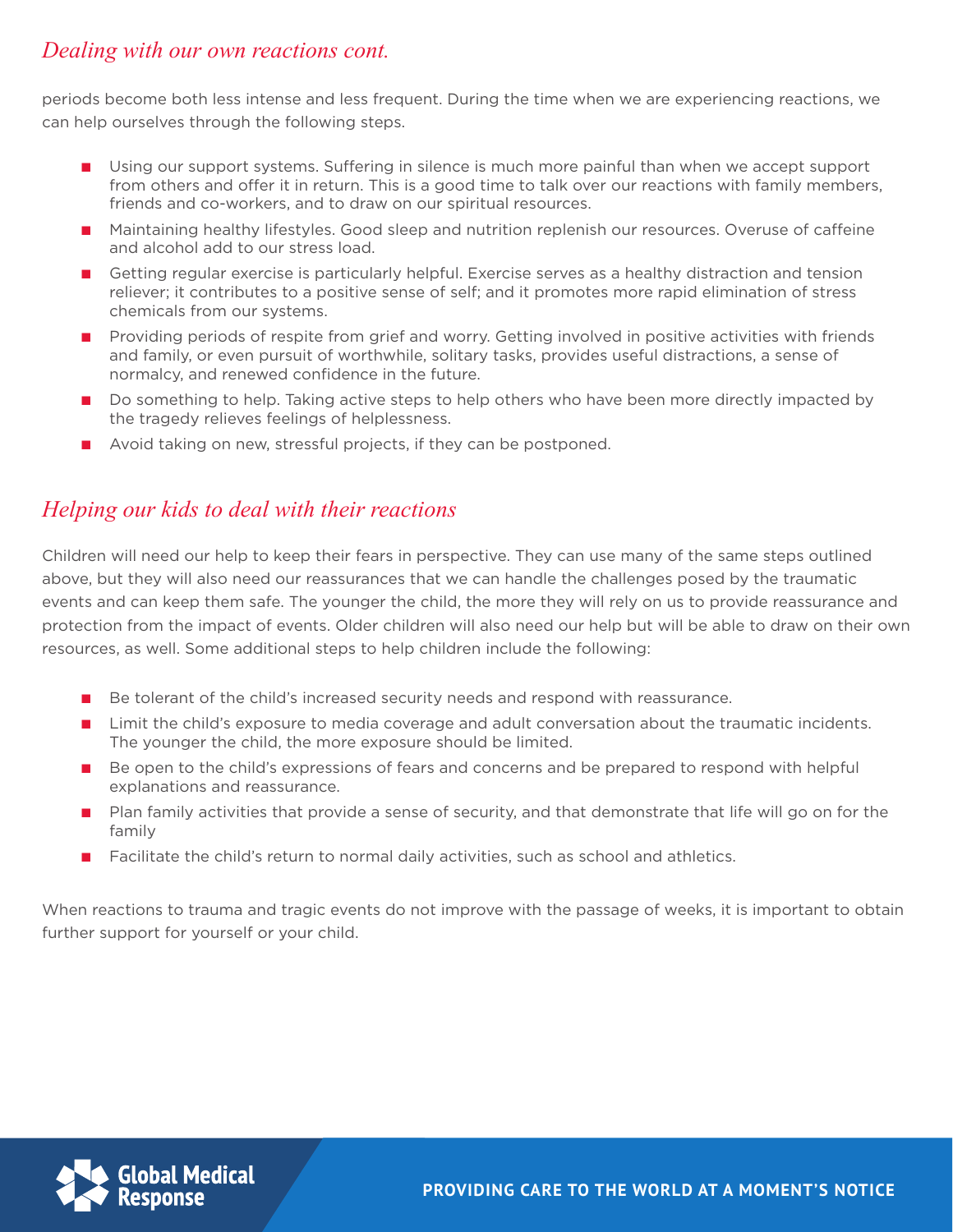## *Dealing with our own reactions cont.*

periods become both less intense and less frequent. During the time when we are experiencing reactions, we can help ourselves through the following steps.

- Using our support systems. Suffering in silence is much more painful than when we accept support from others and offer it in return. This is a good time to talk over our reactions with family members, friends and co-workers, and to draw on our spiritual resources.
- Maintaining healthy lifestyles. Good sleep and nutrition replenish our resources. Overuse of caffeine and alcohol add to our stress load.
- Getting regular exercise is particularly helpful. Exercise serves as a healthy distraction and tension reliever; it contributes to a positive sense of self; and it promotes more rapid elimination of stress chemicals from our systems.
- Providing periods of respite from grief and worry. Getting involved in positive activities with friends and family, or even pursuit of worthwhile, solitary tasks, provides useful distractions, a sense of normalcy, and renewed confidence in the future.
- Do something to help. Taking active steps to help others who have been more directly impacted by the tragedy relieves feelings of helplessness.
- Avoid taking on new, stressful projects, if they can be postponed.

## *Helping our kids to deal with their reactions*

Children will need our help to keep their fears in perspective. They can use many of the same steps outlined above, but they will also need our reassurances that we can handle the challenges posed by the traumatic events and can keep them safe. The younger the child, the more they will rely on us to provide reassurance and protection from the impact of events. Older children will also need our help but will be able to draw on their own resources, as well. Some additional steps to help children include the following:

- Be tolerant of the child's increased security needs and respond with reassurance.
- Limit the child's exposure to media coverage and adult conversation about the traumatic incidents. The younger the child, the more exposure should be limited.
- Be open to the child's expressions of fears and concerns and be prepared to respond with helpful explanations and reassurance.
- Plan family activities that provide a sense of security, and that demonstrate that life will go on for the family
- Facilitate the child's return to normal daily activities, such as school and athletics.

When reactions to trauma and tragic events do not improve with the passage of weeks, it is important to obtain further support for yourself or your child.

Global Medical Response

PROVIDING CARE TO THE WORLD AT A MOMENT'S NOTICE